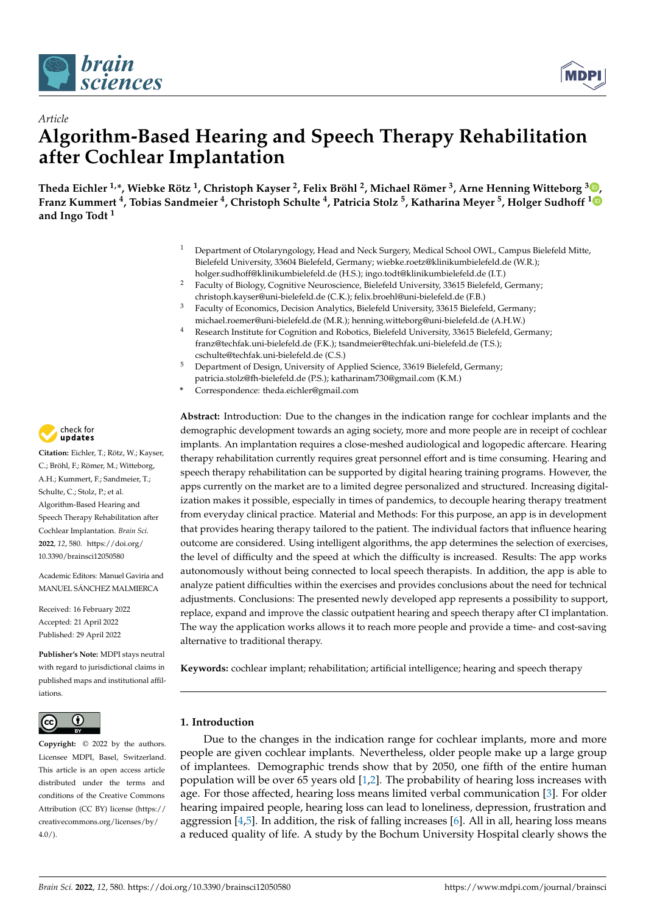*Article*

# Algorithm-Based Hearing and Speech Therapy Rehabilitation after Cochlear Implantation

**Theda Eichler [1,*], Wiebke Rötz [1], Christoph Kayser [2], Felix Bröhl [2], Michael Römer [3], Arne Henning Witteborg [3], Franz Kummert [4], Tobias Sandmeier [4], Christoph Schulte [4], Patricia Stolz [5], Katharina Meyer [5], Holger Sudhoff [1] and Ingo Todt [1]**

1. Department of Otolaryngology, Head and Neck Surgery, Medical School OWL, Campus Bielefeld Mitte, Bielefeld University, 33604 Bielefeld, Germany; wiebke.roetz@klinikumbielefeld.de (W.R.); holger.sudhoff@klinikumbielefeld.de (H.S.); ingo.todt@klinikumbielefeld.de (I.T.)
2. Faculty of Biology, Cognitive Neuroscience, Bielefeld University, 33615 Bielefeld, Germany; christoph.kayser@uni-bielefeld.de (C.K.); felix.broehl@uni-bielefeld.de (F.B.)
3. Faculty of Economics, Decision Analytics, Bielefeld University, 33615 Bielefeld, Germany; michael.roemer@uni-bielefeld.de (M.R.); henning.witteborg@uni-bielefeld.de (A.H.W.)
4. Research Institute for Cognition and Robotics, Bielefeld University, 33615 Bielefeld, Germany; franz@techfak.uni-bielefeld.de (F.K.); tsandmeier@techfak.uni-bielefeld.de (T.S.); cschulte@techfak.uni-bielefeld.de (C.S.)
5. Department of Design, University of Applied Science, 33619 Bielefeld, Germany; patricia.stolz@fh-bielefeld.de (P.S.); katharinam730@gmail.com (K.M.)

\* Correspondence: theda.eichler@gmail.com

**Citation:** Eichler, T.; Rötz, W.; Kayser, C.; Bröhl, F.; Römer, M.; Witteborg, A.H.; Kummert, F.; Sandmeier, T.; Schulte, C.; Stolz, P.; et al. Algorithm-Based Hearing and Speech Therapy Rehabilitation after Cochlear Implantation. *Brain Sci.* **2022**, *12*, 580. https://doi.org/10.3390/brainsci12050580

Academic Editors: Manuel Gaviria and MANUEL SÁNCHEZ MALMIERCA

Received: 16 February 2022
Accepted: 21 April 2022
Published: 29 April 2022

**Publisher's Note:** MDPI stays neutral with regard to jurisdictional claims in published maps and institutional affiliations.

**Copyright:** © 2022 by the authors. Licensee MDPI, Basel, Switzerland. This article is an open access article distributed under the terms and conditions of the Creative Commons Attribution (CC BY) license (https://creativecommons.org/licenses/by/4.0/).

**Abstract:** Introduction: Due to the changes in the indication range for cochlear implants and the demographic development towards an aging society, more and more people are in receipt of cochlear implants. An implantation requires a close-meshed audiological and logopedic aftercare. Hearing therapy rehabilitation currently requires great personnel effort and is time consuming. Hearing and speech therapy rehabilitation can be supported by digital hearing training programs. However, the apps currently on the market are to a limited degree personalized and structured. Increasing digitalization makes it possible, especially in times of pandemics, to decouple hearing therapy treatment from everyday clinical practice. Material and Methods: For this purpose, an app is in development that provides hearing therapy tailored to the patient. The individual factors that influence hearing outcome are considered. Using intelligent algorithms, the app determines the selection of exercises, the level of difficulty and the speed at which the difficulty is increased. Results: The app works autonomously without being connected to local speech therapists. In addition, the app is able to analyze patient difficulties within the exercises and provides conclusions about the need for technical adjustments. Conclusions: The presented newly developed app represents a possibility to support, replace, expand and improve the classic outpatient hearing and speech therapy after CI implantation. The way the application works allows it to reach more people and provide a time- and cost-saving alternative to traditional therapy.

**Keywords:** cochlear implant; rehabilitation; artificial intelligence; hearing and speech therapy

## 1. Introduction

Due to the changes in the indication range for cochlear implants, more and more people are given cochlear implants. Nevertheless, older people make up a large group of implantees. Demographic trends show that by 2050, one fifth of the entire human population will be over 65 years old [1,2]. The probability of hearing loss increases with age. For those affected, hearing loss means limited verbal communication [3]. For older hearing impaired people, hearing loss can lead to loneliness, depression, frustration and aggression [4,5]. In addition, the risk of falling increases [6]. All in all, hearing loss means a reduced quality of life. A study by the Bochum University Hospital clearly shows the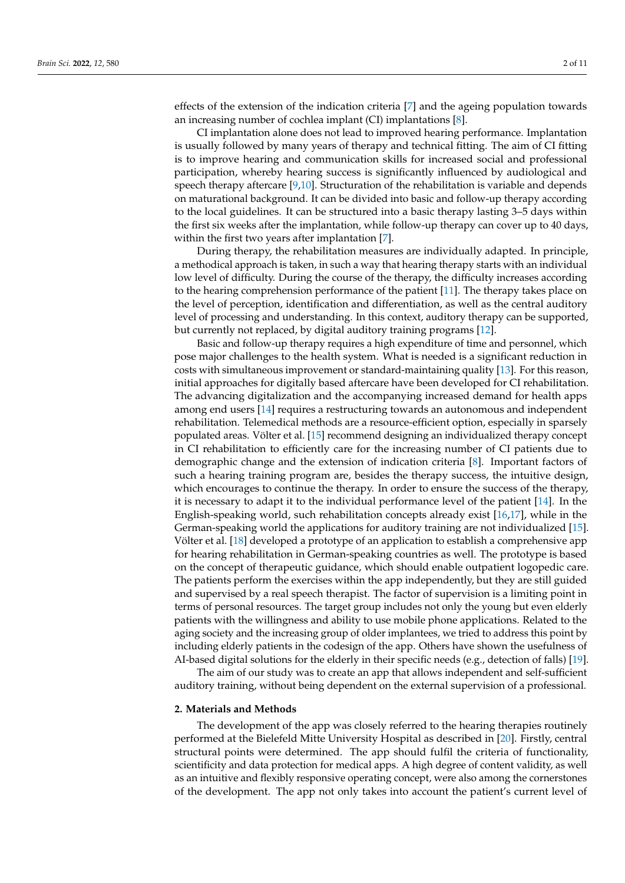effects of the extension of the indication criteria [7] and the ageing population towards an increasing number of cochlea implant (CI) implantations [8].

CI implantation alone does not lead to improved hearing performance. Implantation is usually followed by many years of therapy and technical fitting. The aim of CI fitting is to improve hearing and communication skills for increased social and professional participation, whereby hearing success is significantly influenced by audiological and speech therapy aftercare [9,10]. Structuration of the rehabilitation is variable and depends on maturational background. It can be divided into basic and follow-up therapy according to the local guidelines. It can be structured into a basic therapy lasting 3–5 days within the first six weeks after the implantation, while follow-up therapy can cover up to 40 days, within the first two years after implantation [7].

During therapy, the rehabilitation measures are individually adapted. In principle, a methodical approach is taken, in such a way that hearing therapy starts with an individual low level of difficulty. During the course of the therapy, the difficulty increases according to the hearing comprehension performance of the patient [11]. The therapy takes place on the level of perception, identification and differentiation, as well as the central auditory level of processing and understanding. In this context, auditory therapy can be supported, but currently not replaced, by digital auditory training programs [12].

Basic and follow-up therapy requires a high expenditure of time and personnel, which pose major challenges to the health system. What is needed is a significant reduction in costs with simultaneous improvement or standard-maintaining quality [13]. For this reason, initial approaches for digitally based aftercare have been developed for CI rehabilitation. The advancing digitalization and the accompanying increased demand for health apps among end users [14] requires a restructuring towards an autonomous and independent rehabilitation. Telemedical methods are a resource-efficient option, especially in sparsely populated areas. Völter et al. [15] recommend designing an individualized therapy concept in CI rehabilitation to efficiently care for the increasing number of CI patients due to demographic change and the extension of indication criteria [8]. Important factors of such a hearing training program are, besides the therapy success, the intuitive design, which encourages to continue the therapy. In order to ensure the success of the therapy, it is necessary to adapt it to the individual performance level of the patient [14]. In the English-speaking world, such rehabilitation concepts already exist [16,17], while in the German-speaking world the applications for auditory training are not individualized [15]. Völter et al. [18] developed a prototype of an application to establish a comprehensive app for hearing rehabilitation in German-speaking countries as well. The prototype is based on the concept of therapeutic guidance, which should enable outpatient logopedic care. The patients perform the exercises within the app independently, but they are still guided and supervised by a real speech therapist. The factor of supervision is a limiting point in terms of personal resources. The target group includes not only the young but even elderly patients with the willingness and ability to use mobile phone applications. Related to the aging society and the increasing group of older implantees, we tried to address this point by including elderly patients in the codesign of the app. Others have shown the usefulness of AI-based digital solutions for the elderly in their specific needs (e.g., detection of falls) [19].

The aim of our study was to create an app that allows independent and self-sufficient auditory training, without being dependent on the external supervision of a professional.

## 2. Materials and Methods

The development of the app was closely referred to the hearing therapies routinely performed at the Bielefeld Mitte University Hospital as described in [20]. Firstly, central structural points were determined. The app should fulfil the criteria of functionality, scientificity and data protection for medical apps. A high degree of content validity, as well as an intuitive and flexibly responsive operating concept, were also among the cornerstones of the development. The app not only takes into account the patient's current level of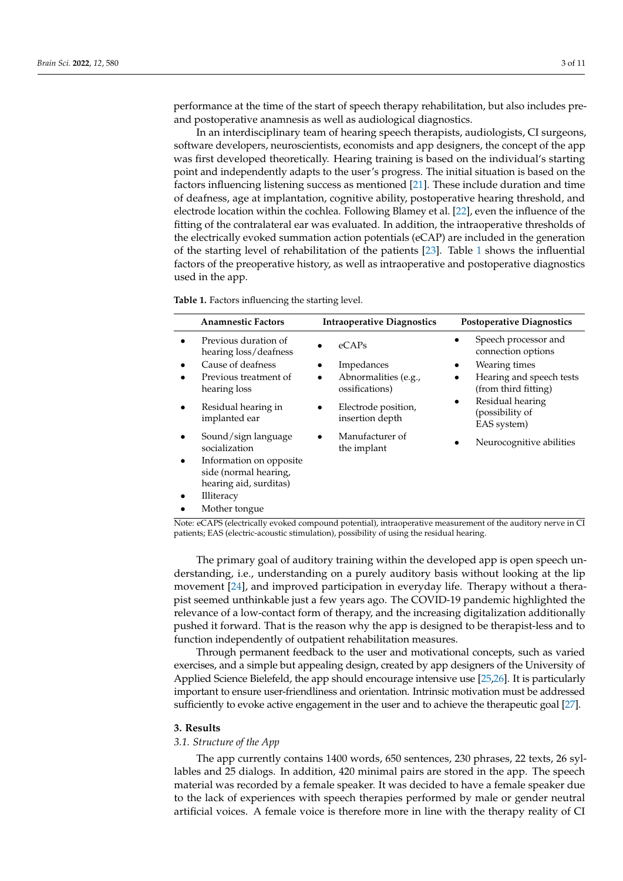performance at the time of the start of speech therapy rehabilitation, but also includes pre- and postoperative anamnesis as well as audiological diagnostics.

In an interdisciplinary team of hearing speech therapists, audiologists, CI surgeons, software developers, neuroscientists, economists and app designers, the concept of the app was first developed theoretically. Hearing training is based on the individual's starting point and independently adapts to the user's progress. The initial situation is based on the factors influencing listening success as mentioned [21]. These include duration and time of deafness, age at implantation, cognitive ability, postoperative hearing threshold, and electrode location within the cochlea. Following Blamey et al. [22], even the influence of the fitting of the contralateral ear was evaluated. In addition, the intraoperative thresholds of the electrically evoked summation action potentials (eCAP) are included in the generation of the starting level of rehabilitation of the patients [23]. Table 1 shows the influential factors of the preoperative history, as well as intraoperative and postoperative diagnostics used in the app.

**Table 1.** Factors influencing the starting level.

| Anamnestic Factors | Intraoperative Diagnostics | Postoperative Diagnostics |
|---|---|---|
| • Previous duration of hearing loss/deafness<br>• Cause of deafness<br>• Previous treatment of hearing loss<br>• Residual hearing in implanted ear<br>• Sound/sign language socialization<br>• Information on opposite side (normal hearing, hearing aid, surditas)<br>• Illiteracy<br>• Mother tongue | • eCAPs<br>• Impedances<br>• Abnormalities (e.g., ossifications)<br>• Electrode position, insertion depth<br>• Manufacturer of the implant | • Speech processor and connection options<br>• Wearing times<br>• Hearing and speech tests (from third fitting)<br>• Residual hearing (possibility of EAS system)<br>• Neurocognitive abilities |

Note: eCAPS (electrically evoked compound potential), intraoperative measurement of the auditory nerve in CI patients; EAS (electric-acoustic stimulation), possibility of using the residual hearing.

The primary goal of auditory training within the developed app is open speech understanding, i.e., understanding on a purely auditory basis without looking at the lip movement [24], and improved participation in everyday life. Therapy without a therapist seemed unthinkable just a few years ago. The COVID-19 pandemic highlighted the relevance of a low-contact form of therapy, and the increasing digitalization additionally pushed it forward. That is the reason why the app is designed to be therapist-less and to function independently of outpatient rehabilitation measures.

Through permanent feedback to the user and motivational concepts, such as varied exercises, and a simple but appealing design, created by app designers of the University of Applied Science Bielefeld, the app should encourage intensive use [25,26]. It is particularly important to ensure user-friendliness and orientation. Intrinsic motivation must be addressed sufficiently to evoke active engagement in the user and to achieve the therapeutic goal [27].

## 3. Results

### *3.1. Structure of the App*

The app currently contains 1400 words, 650 sentences, 230 phrases, 22 texts, 26 syllables and 25 dialogs. In addition, 420 minimal pairs are stored in the app. The speech material was recorded by a female speaker. It was decided to have a female speaker due to the lack of experiences with speech therapies performed by male or gender neutral artificial voices. A female voice is therefore more in line with the therapy reality of CI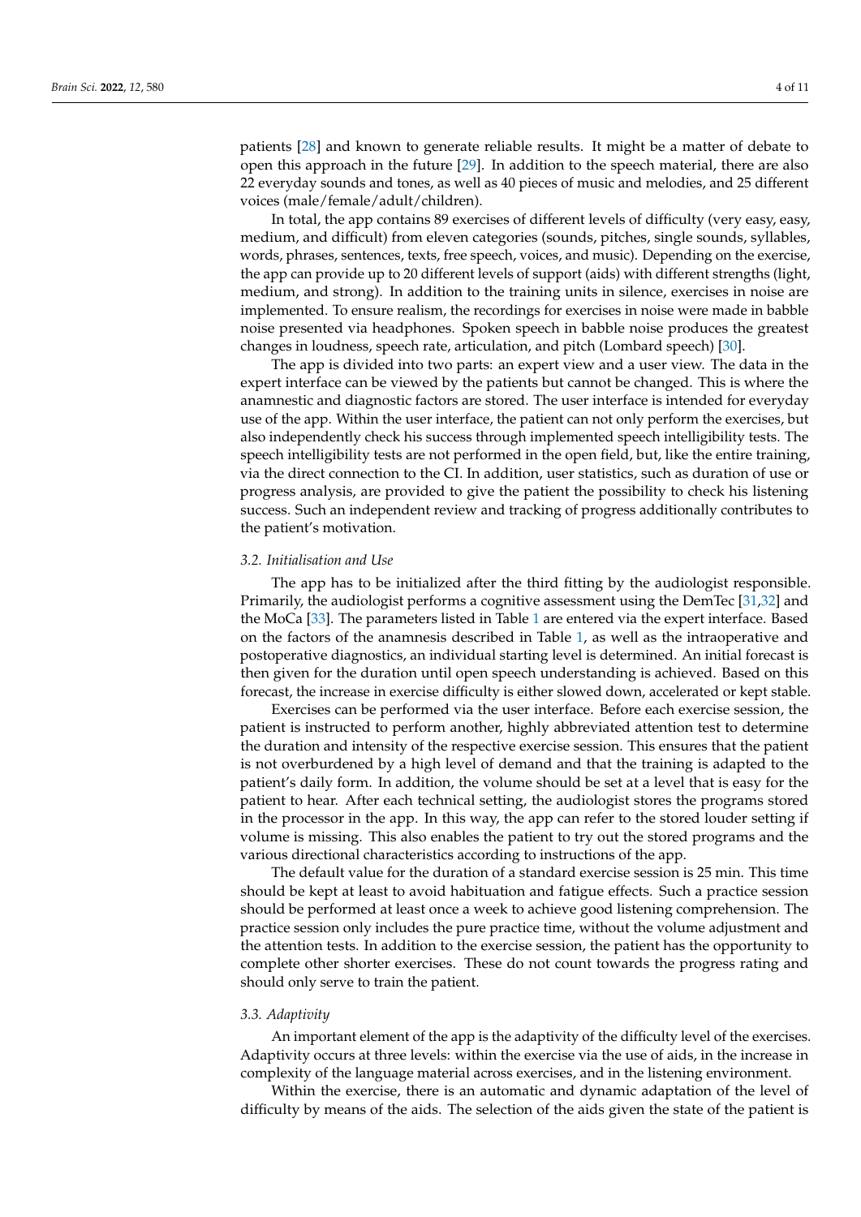patients [28] and known to generate reliable results. It might be a matter of debate to open this approach in the future [29]. In addition to the speech material, there are also 22 everyday sounds and tones, as well as 40 pieces of music and melodies, and 25 different voices (male/female/adult/children).

In total, the app contains 89 exercises of different levels of difficulty (very easy, easy, medium, and difficult) from eleven categories (sounds, pitches, single sounds, syllables, words, phrases, sentences, texts, free speech, voices, and music). Depending on the exercise, the app can provide up to 20 different levels of support (aids) with different strengths (light, medium, and strong). In addition to the training units in silence, exercises in noise are implemented. To ensure realism, the recordings for exercises in noise were made in babble noise presented via headphones. Spoken speech in babble noise produces the greatest changes in loudness, speech rate, articulation, and pitch (Lombard speech) [30].

The app is divided into two parts: an expert view and a user view. The data in the expert interface can be viewed by the patients but cannot be changed. This is where the anamnestic and diagnostic factors are stored. The user interface is intended for everyday use of the app. Within the user interface, the patient can not only perform the exercises, but also independently check his success through implemented speech intelligibility tests. The speech intelligibility tests are not performed in the open field, but, like the entire training, via the direct connection to the CI. In addition, user statistics, such as duration of use or progress analysis, are provided to give the patient the possibility to check his listening success. Such an independent review and tracking of progress additionally contributes to the patient's motivation.

### *3.2. Initialisation and Use*

The app has to be initialized after the third fitting by the audiologist responsible. Primarily, the audiologist performs a cognitive assessment using the DemTec [31,32] and the MoCa [33]. The parameters listed in Table 1 are entered via the expert interface. Based on the factors of the anamnesis described in Table 1, as well as the intraoperative and postoperative diagnostics, an individual starting level is determined. An initial forecast is then given for the duration until open speech understanding is achieved. Based on this forecast, the increase in exercise difficulty is either slowed down, accelerated or kept stable.

Exercises can be performed via the user interface. Before each exercise session, the patient is instructed to perform another, highly abbreviated attention test to determine the duration and intensity of the respective exercise session. This ensures that the patient is not overburdened by a high level of demand and that the training is adapted to the patient's daily form. In addition, the volume should be set at a level that is easy for the patient to hear. After each technical setting, the audiologist stores the programs stored in the processor in the app. In this way, the app can refer to the stored louder setting if volume is missing. This also enables the patient to try out the stored programs and the various directional characteristics according to instructions of the app.

The default value for the duration of a standard exercise session is 25 min. This time should be kept at least to avoid habituation and fatigue effects. Such a practice session should be performed at least once a week to achieve good listening comprehension. The practice session only includes the pure practice time, without the volume adjustment and the attention tests. In addition to the exercise session, the patient has the opportunity to complete other shorter exercises. These do not count towards the progress rating and should only serve to train the patient.

### *3.3. Adaptivity*

An important element of the app is the adaptivity of the difficulty level of the exercises. Adaptivity occurs at three levels: within the exercise via the use of aids, in the increase in complexity of the language material across exercises, and in the listening environment.

Within the exercise, there is an automatic and dynamic adaptation of the level of difficulty by means of the aids. The selection of the aids given the state of the patient is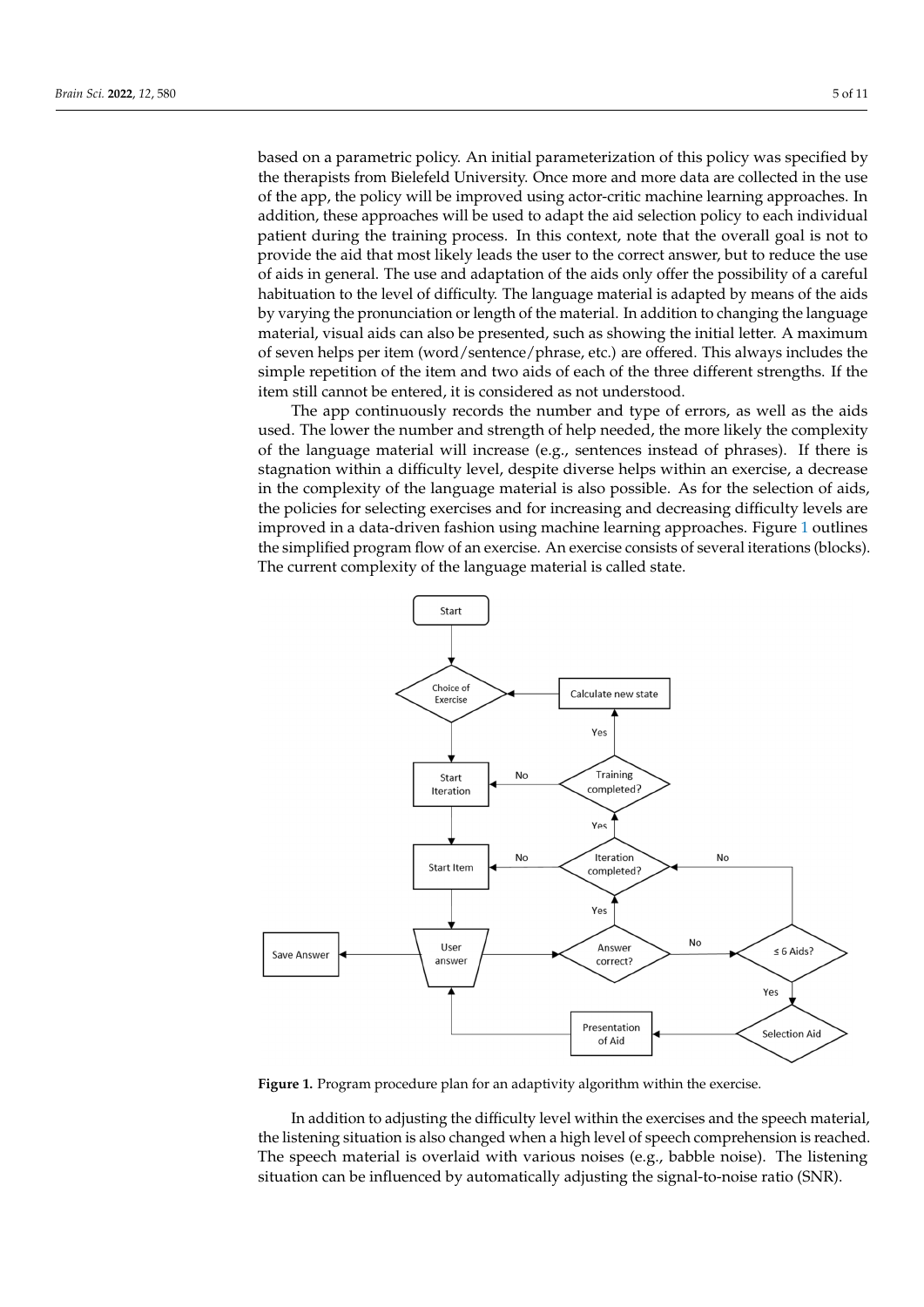based on a parametric policy. An initial parameterization of this policy was specified by the therapists from Bielefeld University. Once more and more data are collected in the use of the app, the policy will be improved using actor-critic machine learning approaches. In addition, these approaches will be used to adapt the aid selection policy to each individual patient during the training process. In this context, note that the overall goal is not to provide the aid that most likely leads the user to the correct answer, but to reduce the use of aids in general. The use and adaptation of the aids only offer the possibility of a careful habituation to the level of difficulty. The language material is adapted by means of the aids by varying the pronunciation or length of the material. In addition to changing the language material, visual aids can also be presented, such as showing the initial letter. A maximum of seven helps per item (word/sentence/phrase, etc.) are offered. This always includes the simple repetition of the item and two aids of each of the three different strengths. If the item still cannot be entered, it is considered as not understood.

The app continuously records the number and type of errors, as well as the aids used. The lower the number and strength of help needed, the more likely the complexity of the language material will increase (e.g., sentences instead of phrases). If there is stagnation within a difficulty level, despite diverse helps within an exercise, a decrease in the complexity of the language material is also possible. As for the selection of aids, the policies for selecting exercises and for increasing and decreasing difficulty levels are improved in a data-driven fashion using machine learning approaches. Figure 1 outlines the simplified program flow of an exercise. An exercise consists of several iterations (blocks). The current complexity of the language material is called state.

**Figure 1.** Program procedure plan for an adaptivity algorithm within the exercise.

In addition to adjusting the difficulty level within the exercises and the speech material, the listening situation is also changed when a high level of speech comprehension is reached. The speech material is overlaid with various noises (e.g., babble noise). The listening situation can be influenced by automatically adjusting the signal-to-noise ratio (SNR).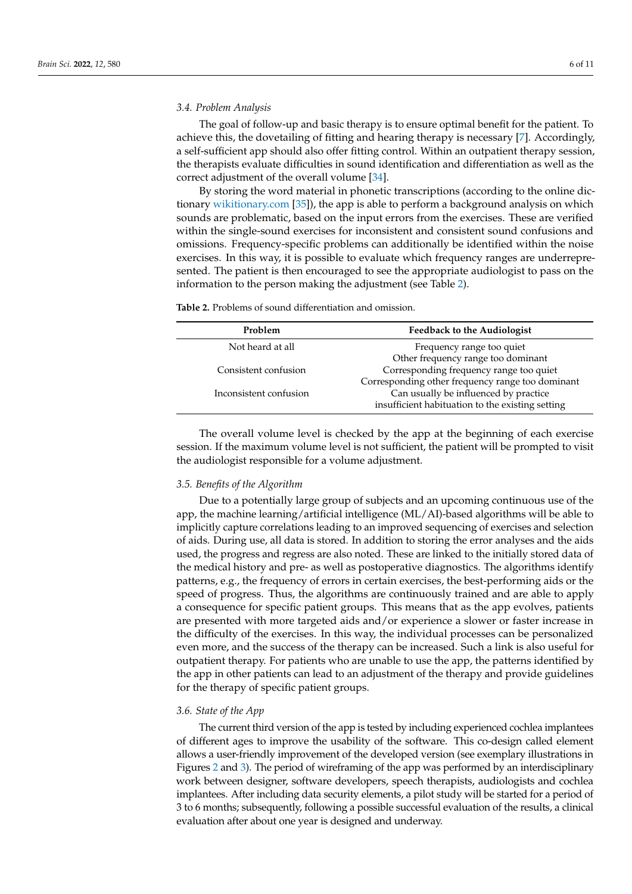### 3.4. Problem Analysis

The goal of follow-up and basic therapy is to ensure optimal benefit for the patient. To achieve this, the dovetailing of fitting and hearing therapy is necessary [7]. Accordingly, a self-sufficient app should also offer fitting control. Within an outpatient therapy session, the therapists evaluate difficulties in sound identification and differentiation as well as the correct adjustment of the overall volume [34].

By storing the word material in phonetic transcriptions (according to the online dictionary wikitionary.com [35]), the app is able to perform a background analysis on which sounds are problematic, based on the input errors from the exercises. These are verified within the single-sound exercises for inconsistent and consistent sound confusions and omissions. Frequency-specific problems can additionally be identified within the noise exercises. In this way, it is possible to evaluate which frequency ranges are underrepresented. The patient is then encouraged to see the appropriate audiologist to pass on the information to the person making the adjustment (see Table 2).

**Table 2.** Problems of sound differentiation and omission.

| Problem | Feedback to the Audiologist |
|---|---|
| Not heard at all | Frequency range too quiet<br>Other frequency range too dominant |
| Consistent confusion | Corresponding frequency range too quiet<br>Corresponding other frequency range too dominant |
| Inconsistent confusion | Can usually be influenced by practice<br>insufficient habituation to the existing setting |

The overall volume level is checked by the app at the beginning of each exercise session. If the maximum volume level is not sufficient, the patient will be prompted to visit the audiologist responsible for a volume adjustment.

### 3.5. Benefits of the Algorithm

Due to a potentially large group of subjects and an upcoming continuous use of the app, the machine learning/artificial intelligence (ML/AI)-based algorithms will be able to implicitly capture correlations leading to an improved sequencing of exercises and selection of aids. During use, all data is stored. In addition to storing the error analyses and the aids used, the progress and regress are also noted. These are linked to the initially stored data of the medical history and pre- as well as postoperative diagnostics. The algorithms identify patterns, e.g., the frequency of errors in certain exercises, the best-performing aids or the speed of progress. Thus, the algorithms are continuously trained and are able to apply a consequence for specific patient groups. This means that as the app evolves, patients are presented with more targeted aids and/or experience a slower or faster increase in the difficulty of the exercises. In this way, the individual processes can be personalized even more, and the success of the therapy can be increased. Such a link is also useful for outpatient therapy. For patients who are unable to use the app, the patterns identified by the app in other patients can lead to an adjustment of the therapy and provide guidelines for the therapy of specific patient groups.

### 3.6. State of the App

The current third version of the app is tested by including experienced cochlea implantees of different ages to improve the usability of the software. This co-design called element allows a user-friendly improvement of the developed version (see exemplary illustrations in Figures 2 and 3). The period of wireframing of the app was performed by an interdisciplinary work between designer, software developers, speech therapists, audiologists and cochlea implantees. After including data security elements, a pilot study will be started for a period of 3 to 6 months; subsequently, following a possible successful evaluation of the results, a clinical evaluation after about one year is designed and underway.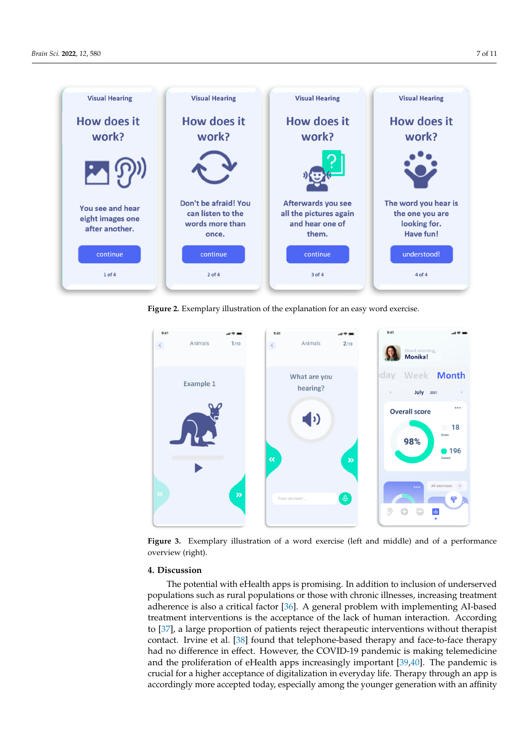Figure 2. Exemplary illustration of the explanation for an easy word exercise.

Figure 3. Exemplary illustration of a word exercise (left and middle) and of a performance overview (right).

## 4. Discussion

The potential with eHealth apps is promising. In addition to inclusion of underserved populations such as rural populations or those with chronic illnesses, increasing treatment adherence is also a critical factor [36]. A general problem with implementing AI-based treatment interventions is the acceptance of the lack of human interaction. According to [37], a large proportion of patients reject therapeutic interventions without therapist contact. Irvine et al. [38] found that telephone-based therapy and face-to-face therapy had no difference in effect. However, the COVID-19 pandemic is making telemedicine and the proliferation of eHealth apps increasingly important [39,40]. The pandemic is crucial for a higher acceptance of digitalization in everyday life. Therapy through an app is accordingly more accepted today, especially among the younger generation with an affinity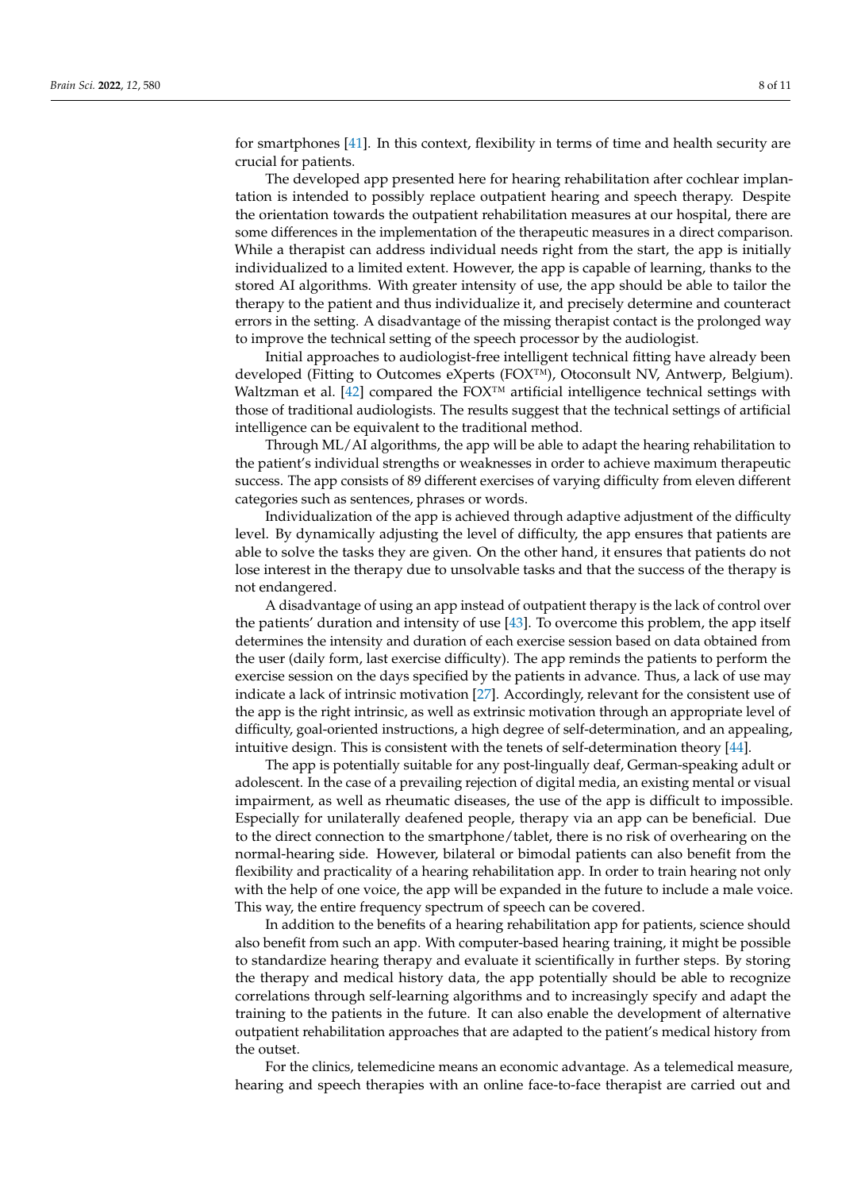for smartphones [41]. In this context, flexibility in terms of time and health security are crucial for patients.

The developed app presented here for hearing rehabilitation after cochlear implantation is intended to possibly replace outpatient hearing and speech therapy. Despite the orientation towards the outpatient rehabilitation measures at our hospital, there are some differences in the implementation of the therapeutic measures in a direct comparison. While a therapist can address individual needs right from the start, the app is initially individualized to a limited extent. However, the app is capable of learning, thanks to the stored AI algorithms. With greater intensity of use, the app should be able to tailor the therapy to the patient and thus individualize it, and precisely determine and counteract errors in the setting. A disadvantage of the missing therapist contact is the prolonged way to improve the technical setting of the speech processor by the audiologist.

Initial approaches to audiologist-free intelligent technical fitting have already been developed (Fitting to Outcomes eXperts (FOX™), Otoconsult NV, Antwerp, Belgium). Waltzman et al. [42] compared the FOX™ artificial intelligence technical settings with those of traditional audiologists. The results suggest that the technical settings of artificial intelligence can be equivalent to the traditional method.

Through ML/AI algorithms, the app will be able to adapt the hearing rehabilitation to the patient's individual strengths or weaknesses in order to achieve maximum therapeutic success. The app consists of 89 different exercises of varying difficulty from eleven different categories such as sentences, phrases or words.

Individualization of the app is achieved through adaptive adjustment of the difficulty level. By dynamically adjusting the level of difficulty, the app ensures that patients are able to solve the tasks they are given. On the other hand, it ensures that patients do not lose interest in the therapy due to unsolvable tasks and that the success of the therapy is not endangered.

A disadvantage of using an app instead of outpatient therapy is the lack of control over the patients' duration and intensity of use [43]. To overcome this problem, the app itself determines the intensity and duration of each exercise session based on data obtained from the user (daily form, last exercise difficulty). The app reminds the patients to perform the exercise session on the days specified by the patients in advance. Thus, a lack of use may indicate a lack of intrinsic motivation [27]. Accordingly, relevant for the consistent use of the app is the right intrinsic, as well as extrinsic motivation through an appropriate level of difficulty, goal-oriented instructions, a high degree of self-determination, and an appealing, intuitive design. This is consistent with the tenets of self-determination theory [44].

The app is potentially suitable for any post-lingually deaf, German-speaking adult or adolescent. In the case of a prevailing rejection of digital media, an existing mental or visual impairment, as well as rheumatic diseases, the use of the app is difficult to impossible. Especially for unilaterally deafened people, therapy via an app can be beneficial. Due to the direct connection to the smartphone/tablet, there is no risk of overhearing on the normal-hearing side. However, bilateral or bimodal patients can also benefit from the flexibility and practicality of a hearing rehabilitation app. In order to train hearing not only with the help of one voice, the app will be expanded in the future to include a male voice. This way, the entire frequency spectrum of speech can be covered.

In addition to the benefits of a hearing rehabilitation app for patients, science should also benefit from such an app. With computer-based hearing training, it might be possible to standardize hearing therapy and evaluate it scientifically in further steps. By storing the therapy and medical history data, the app potentially should be able to recognize correlations through self-learning algorithms and to increasingly specify and adapt the training to the patients in the future. It can also enable the development of alternative outpatient rehabilitation approaches that are adapted to the patient's medical history from the outset.

For the clinics, telemedicine means an economic advantage. As a telemedical measure, hearing and speech therapies with an online face-to-face therapist are carried out and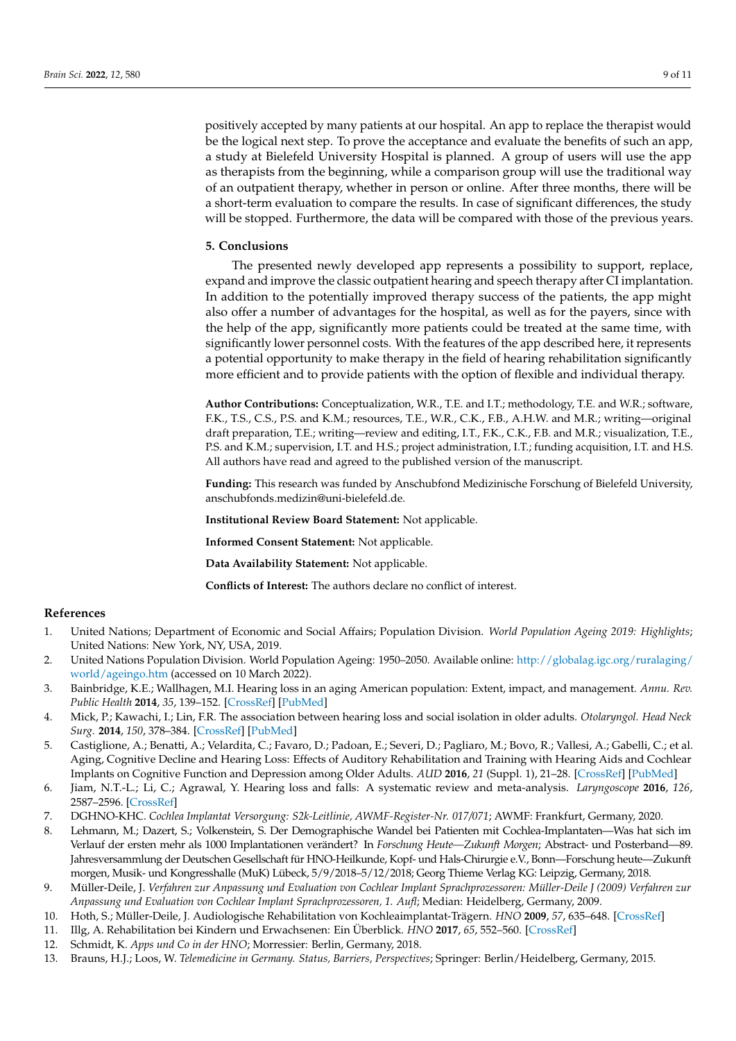positively accepted by many patients at our hospital. An app to replace the therapist would be the logical next step. To prove the acceptance and evaluate the benefits of such an app, a study at Bielefeld University Hospital is planned. A group of users will use the app as therapists from the beginning, while a comparison group will use the traditional way of an outpatient therapy, whether in person or online. After three months, there will be a short-term evaluation to compare the results. In case of significant differences, the study will be stopped. Furthermore, the data will be compared with those of the previous years.

## 5. Conclusions

The presented newly developed app represents a possibility to support, replace, expand and improve the classic outpatient hearing and speech therapy after CI implantation. In addition to the potentially improved therapy success of the patients, the app might also offer a number of advantages for the hospital, as well as for the payers, since with the help of the app, significantly more patients could be treated at the same time, with significantly lower personnel costs. With the features of the app described here, it represents a potential opportunity to make therapy in the field of hearing rehabilitation significantly more efficient and to provide patients with the option of flexible and individual therapy.

**Author Contributions:** Conceptualization, W.R., T.E. and I.T.; methodology, T.E. and W.R.; software, F.K., T.S., C.S., P.S. and K.M.; resources, T.E., W.R., C.K., F.B., A.H.W. and M.R.; writing—original draft preparation, T.E.; writing—review and editing, I.T., F.K., C.K., F.B. and M.R.; visualization, T.E., P.S. and K.M.; supervision, I.T. and H.S.; project administration, I.T.; funding acquisition, I.T. and H.S. All authors have read and agreed to the published version of the manuscript.

**Funding:** This research was funded by Anschubfond Medizinische Forschung of Bielefeld University, anschubfonds.medizin@uni-bielefeld.de.

**Institutional Review Board Statement:** Not applicable.

**Informed Consent Statement:** Not applicable.

**Data Availability Statement:** Not applicable.

**Conflicts of Interest:** The authors declare no conflict of interest.

## References

1. United Nations; Department of Economic and Social Affairs; Population Division. *World Population Ageing 2019: Highlights*; United Nations: New York, NY, USA, 2019.
2. United Nations Population Division. World Population Ageing: 1950–2050. Available online: http://globalag.igc.org/ruralaging/world/ageingo.htm (accessed on 10 March 2022).
3. Bainbridge, K.E.; Wallhagen, M.I. Hearing loss in an aging American population: Extent, impact, and management. *Annu. Rev. Public Health* **2014**, *35*, 139–152. [CrossRef] [PubMed]
4. Mick, P.; Kawachi, I.; Lin, F.R. The association between hearing loss and social isolation in older adults. *Otolaryngol. Head Neck Surg.* **2014**, *150*, 378–384. [CrossRef] [PubMed]
5. Castiglione, A.; Benatti, A.; Velardita, C.; Favaro, D.; Padoan, E.; Severi, D.; Pagliaro, M.; Bovo, R.; Vallesi, A.; Gabelli, C.; et al. Aging, Cognitive Decline and Hearing Loss: Effects of Auditory Rehabilitation and Training with Hearing Aids and Cochlear Implants on Cognitive Function and Depression among Older Adults. *AUD* **2016**, *21* (Suppl. 1), 21–28. [CrossRef] [PubMed]
6. Jiam, N.T.-L.; Li, C.; Agrawal, Y. Hearing loss and falls: A systematic review and meta-analysis. *Laryngoscope* **2016**, *126*, 2587–2596. [CrossRef]
7. DGHNO-KHC. *Cochlea Implantat Versorgung: S2k-Leitlinie, AWMF-Register-Nr. 017/071*; AWMF: Frankfurt, Germany, 2020.
8. Lehmann, M.; Dazert, S.; Volkenstein, S. Der Demographische Wandel bei Patienten mit Cochlea-Implantaten—Was hat sich im Verlauf der ersten mehr als 1000 Implantationen verändert? In *Forschung Heute—Zukunft Morgen*; Abstract- und Posterband—89. Jahresversammlung der Deutschen Gesellschaft für HNO-Heilkunde, Kopf- und Hals-Chirurgie e.V., Bonn—Forschung heute—Zukunft morgen, Musik- und Kongresshalle (MuK) Lübeck, 5/9/2018–5/12/2018; Georg Thieme Verlag KG: Leipzig, Germany, 2018.
9. Müller-Deile, J. *Verfahren zur Anpassung und Evaluation von Cochlear Implant Sprachprozessoren: Müller-Deile J (2009) Verfahren zur Anpassung und Evaluation von Cochlear Implant Sprachprozessoren, 1. Aufl*; Median: Heidelberg, Germany, 2009.
10. Hoth, S.; Müller-Deile, J. Audiologische Rehabilitation von Kochleaimplantat-Trägern. *HNO* **2009**, *57*, 635–648. [CrossRef]
11. Illg, A. Rehabilitation bei Kindern und Erwachsenen: Ein Überblick. *HNO* **2017**, *65*, 552–560. [CrossRef]
12. Schmidt, K. *Apps und Co in der HNO*; Morressier: Berlin, Germany, 2018.
13. Brauns, H.J.; Loos, W. *Telemedicine in Germany. Status, Barriers, Perspectives*; Springer: Berlin/Heidelberg, Germany, 2015.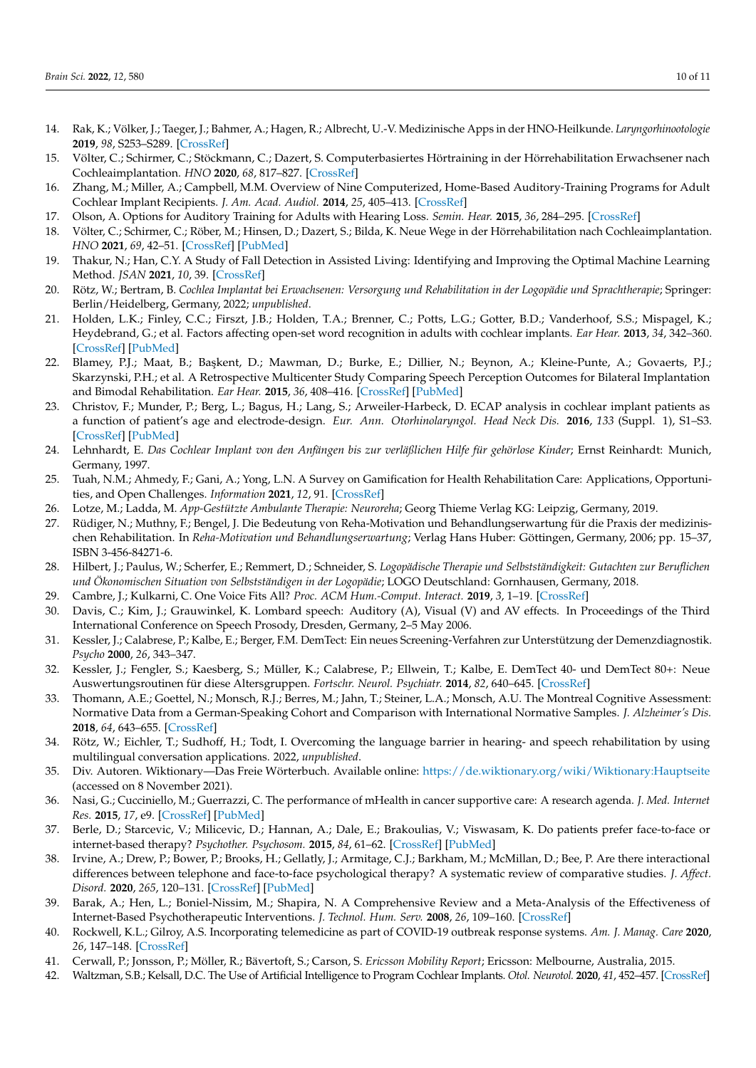14. Rak, K.; Völker, J.; Taeger, J.; Bahmer, A.; Hagen, R.; Albrecht, U.-V. Medizinische Apps in der HNO-Heilkunde. *Laryngorhinootologie* **2019**, *98*, S253–S289. [CrossRef]
15. Völter, C.; Schirmer, C.; Stöckmann, C.; Dazert, S. Computerbasiertes Hörtraining in der Hörrehabilitation Erwachsener nach Cochleaimplantation. *HNO* **2020**, *68*, 817–827. [CrossRef]
16. Zhang, M.; Miller, A.; Campbell, M.M. Overview of Nine Computerized, Home-Based Auditory-Training Programs for Adult Cochlear Implant Recipients. *J. Am. Acad. Audiol.* **2014**, *25*, 405–413. [CrossRef]
17. Olson, A. Options for Auditory Training for Adults with Hearing Loss. *Semin. Hear.* **2015**, *36*, 284–295. [CrossRef]
18. Völter, C.; Schirmer, C.; Röber, M.; Hinsen, D.; Dazert, S.; Bilda, K. Neue Wege in der Hörrehabilitation nach Cochleaimplantation. *HNO* **2021**, *69*, 42–51. [CrossRef] [PubMed]
19. Thakur, N.; Han, C.Y. A Study of Fall Detection in Assisted Living: Identifying and Improving the Optimal Machine Learning Method. *JSAN* **2021**, *10*, 39. [CrossRef]
20. Rötz, W.; Bertram, B. *Cochlea Implantat bei Erwachsenen: Versorgung und Rehabilitation in der Logopädie und Sprachtherapie*; Springer: Berlin/Heidelberg, Germany, 2022; *unpublished*.
21. Holden, L.K.; Finley, C.C.; Firszt, J.B.; Holden, T.A.; Brenner, C.; Potts, L.G.; Gotter, B.D.; Vanderhoof, S.S.; Mispagel, K.; Heydebrand, G.; et al. Factors affecting open-set word recognition in adults with cochlear implants. *Ear Hear.* **2013**, *34*, 342–360. [CrossRef] [PubMed]
22. Blamey, P.J.; Maat, B.; Başkent, D.; Mawman, D.; Burke, E.; Dillier, N.; Beynon, A.; Kleine-Punte, A.; Govaerts, P.J.; Skarzynski, P.H.; et al. A Retrospective Multicenter Study Comparing Speech Perception Outcomes for Bilateral Implantation and Bimodal Rehabilitation. *Ear Hear.* **2015**, *36*, 408–416. [CrossRef] [PubMed]
23. Christov, F.; Munder, P.; Berg, L.; Bagus, H.; Lang, S.; Arweiler-Harbeck, D. ECAP analysis in cochlear implant patients as a function of patient's age and electrode-design. *Eur. Ann. Otorhinolaryngol. Head Neck Dis.* **2016**, *133* (Suppl. 1), S1–S3. [CrossRef] [PubMed]
24. Lehnhardt, E. *Das Cochlear Implant von den Anfängen bis zur verläßlichen Hilfe für gehörlose Kinder*; Ernst Reinhardt: Munich, Germany, 1997.
25. Tuah, N.M.; Ahmedy, F.; Gani, A.; Yong, L.N. A Survey on Gamification for Health Rehabilitation Care: Applications, Opportunities, and Open Challenges. *Information* **2021**, *12*, 91. [CrossRef]
26. Lotze, M.; Ladda, M. *App-Gestützte Ambulante Therapie: Neuroreha*; Georg Thieme Verlag KG: Leipzig, Germany, 2019.
27. Rüdiger, N.; Muthny, F.; Bengel, J. Die Bedeutung von Reha-Motivation und Behandlungserwartung für die Praxis der medizinischen Rehabilitation. In *Reha-Motivation und Behandlungserwartung*; Verlag Hans Huber: Göttingen, Germany, 2006; pp. 15–37, ISBN 3-456-84271-6.
28. Hilbert, J.; Paulus, W.; Scherfer, E.; Remmert, D.; Schneider, S. *Logopädische Therapie und Selbstständigkeit: Gutachten zur Beruflichen und Ökonomischen Situation von Selbstständigen in der Logopädie*; LOGO Deutschland: Gornhausen, Germany, 2018.
29. Cambre, J.; Kulkarni, C. One Voice Fits All? *Proc. ACM Hum.-Comput. Interact.* **2019**, *3*, 1–19. [CrossRef]
30. Davis, C.; Kim, J.; Grauwinkel, K. Lombard speech: Auditory (A), Visual (V) and AV effects. In Proceedings of the Third International Conference on Speech Prosody, Dresden, Germany, 2–5 May 2006.
31. Kessler, J.; Calabrese, P.; Kalbe, E.; Berger, F.M. DemTect: Ein neues Screening-Verfahren zur Unterstützung der Demenzdiagnostik. *Psycho* **2000**, *26*, 343–347.
32. Kessler, J.; Fengler, S.; Kaesberg, S.; Müller, K.; Calabrese, P.; Ellwein, T.; Kalbe, E. DemTect 40- und DemTect 80+: Neue Auswertungsroutinen für diese Altersgruppen. *Fortschr. Neurol. Psychiatr.* **2014**, *82*, 640–645. [CrossRef]
33. Thomann, A.E.; Goettel, N.; Monsch, R.J.; Berres, M.; Jahn, T.; Steiner, L.A.; Monsch, A.U. The Montreal Cognitive Assessment: Normative Data from a German-Speaking Cohort and Comparison with International Normative Samples. *J. Alzheimer's Dis.* **2018**, *64*, 643–655. [CrossRef]
34. Rötz, W.; Eichler, T.; Sudhoff, H.; Todt, I. Overcoming the language barrier in hearing- and speech rehabilitation by using multilingual conversation applications. 2022, *unpublished*.
35. Div. Autoren. Wiktionary—Das Freie Wörterbuch. Available online: https://de.wiktionary.org/wiki/Wiktionary:Hauptseite (accessed on 8 November 2021).
36. Nasi, G.; Cucciniello, M.; Guerrazzi, C. The performance of mHealth in cancer supportive care: A research agenda. *J. Med. Internet Res.* **2015**, *17*, e9. [CrossRef] [PubMed]
37. Berle, D.; Starcevic, V.; Milicevic, D.; Hannan, A.; Dale, E.; Brakoulias, V.; Viswasam, K. Do patients prefer face-to-face or internet-based therapy? *Psychother. Psychosom.* **2015**, *84*, 61–62. [CrossRef] [PubMed]
38. Irvine, A.; Drew, P.; Bower, P.; Brooks, H.; Gellatly, J.; Armitage, C.J.; Barkham, M.; McMillan, D.; Bee, P. Are there interactional differences between telephone and face-to-face psychological therapy? A systematic review of comparative studies. *J. Affect. Disord.* **2020**, *265*, 120–131. [CrossRef] [PubMed]
39. Barak, A.; Hen, L.; Boniel-Nissim, M.; Shapira, N. A Comprehensive Review and a Meta-Analysis of the Effectiveness of Internet-Based Psychotherapeutic Interventions. *J. Technol. Hum. Serv.* **2008**, *26*, 109–160. [CrossRef]
40. Rockwell, K.L.; Gilroy, A.S. Incorporating telemedicine as part of COVID-19 outbreak response systems. *Am. J. Manag. Care* **2020**, *26*, 147–148. [CrossRef]
41. Cerwall, P.; Jonsson, P.; Möller, R.; Bävertoft, S.; Carson, S. *Ericsson Mobility Report*; Ericsson: Melbourne, Australia, 2015.
42. Waltzman, S.B.; Kelsall, D.C. The Use of Artificial Intelligence to Program Cochlear Implants. *Otol. Neurotol.* **2020**, *41*, 452–457. [CrossRef]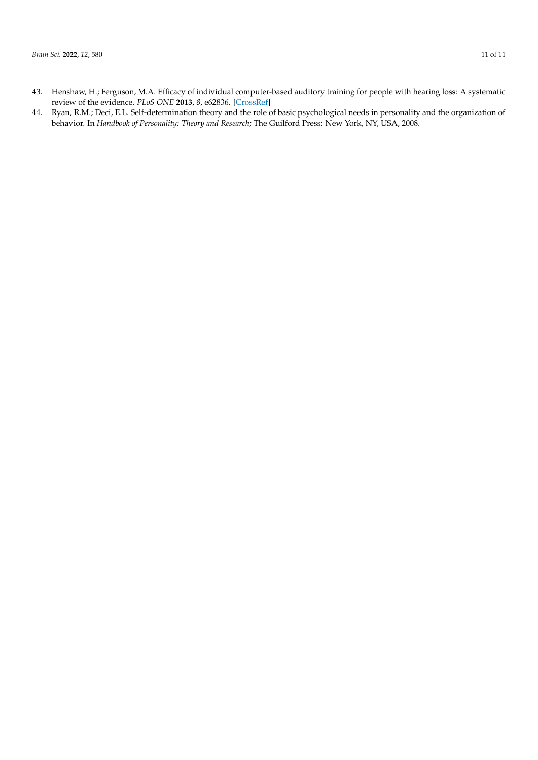43. Henshaw, H.; Ferguson, M.A. Efficacy of individual computer-based auditory training for people with hearing loss: A systematic review of the evidence. *PLoS ONE* **2013**, *8*, e62836. [CrossRef]
44. Ryan, R.M.; Deci, E.L. Self-determination theory and the role of basic psychological needs in personality and the organization of behavior. In *Handbook of Personality: Theory and Research*; The Guilford Press: New York, NY, USA, 2008.